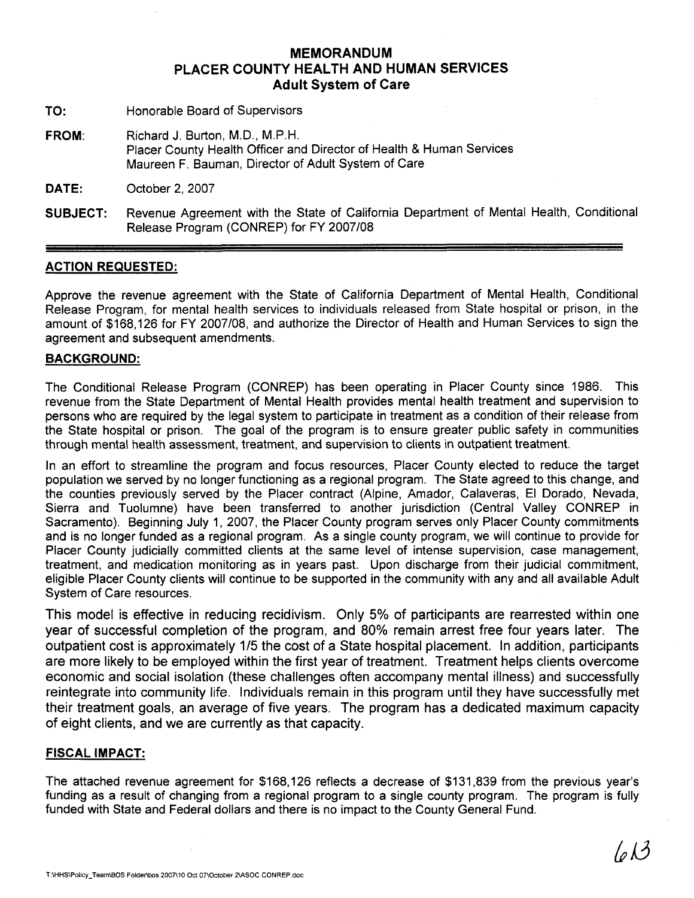# MEMORANDUM
## PLACER COUNTY HEALTH AND HUMAN SERVICES
### Adult System of Care

**TO:** Honorable Board of Supervisors

**FROM:** Richard J. Burton, M.D., M.P.H.
Placer County Health Officer and Director of Health & Human Services
Maureen F. Bauman, Director of Adult System of Care

**DATE:** October 2, 2007

**SUBJECT:** Revenue Agreement with the State of California Department of Mental Health, Conditional Release Program (CONREP) for FY 2007/08

**ACTION REQUESTED:**

Approve the revenue agreement with the State of California Department of Mental Health, Conditional Release Program, for mental health services to individuals released from State hospital or prison, in the amount of $168,126 for FY 2007/08, and authorize the Director of Health and Human Services to sign the agreement and subsequent amendments.

**BACKGROUND:**

The Conditional Release Program (CONREP) has been operating in Placer County since 1986. This revenue from the State Department of Mental Health provides mental health treatment and supervision to persons who are required by the legal system to participate in treatment as a condition of their release from the State hospital or prison. The goal of the program is to ensure greater public safety in communities through mental health assessment, treatment, and supervision to clients in outpatient treatment.

In an effort to streamline the program and focus resources, Placer County elected to reduce the target population we served by no longer functioning as a regional program. The State agreed to this change, and the counties previously served by the Placer contract (Alpine, Amador, Calaveras, El Dorado, Nevada, Sierra and Tuolumne) have been transferred to another jurisdiction (Central Valley CONREP in Sacramento). Beginning July 1, 2007, the Placer County program serves only Placer County commitments and is no longer funded as a regional program. As a single county program, we will continue to provide for Placer County judicially committed clients at the same level of intense supervision, case management, treatment, and medication monitoring as in years past. Upon discharge from their judicial commitment, eligible Placer County clients will continue to be supported in the community with any and all available Adult System of Care resources.

This model is effective in reducing recidivism. Only 5% of participants are rearrested within one year of successful completion of the program, and 80% remain arrest free four years later. The outpatient cost is approximately 1/5 the cost of a State hospital placement. In addition, participants are more likely to be employed within the first year of treatment. Treatment helps clients overcome economic and social isolation (these challenges often accompany mental illness) and successfully reintegrate into community life. Individuals remain in this program until they have successfully met their treatment goals, an average of five years. The program has a dedicated maximum capacity of eight clients, and we are currently as that capacity.

**FISCAL IMPACT:**

The attached revenue agreement for $168,126 reflects a decrease of $131,839 from the previous year's funding as a result of changing from a regional program to a single county program. The program is fully funded with State and Federal dollars and there is no impact to the County General Fund.

T:\HHS\Policy_Team\BOS Folder\bos 2007\10 Oct 07\October 2\ASOC CONREP.doc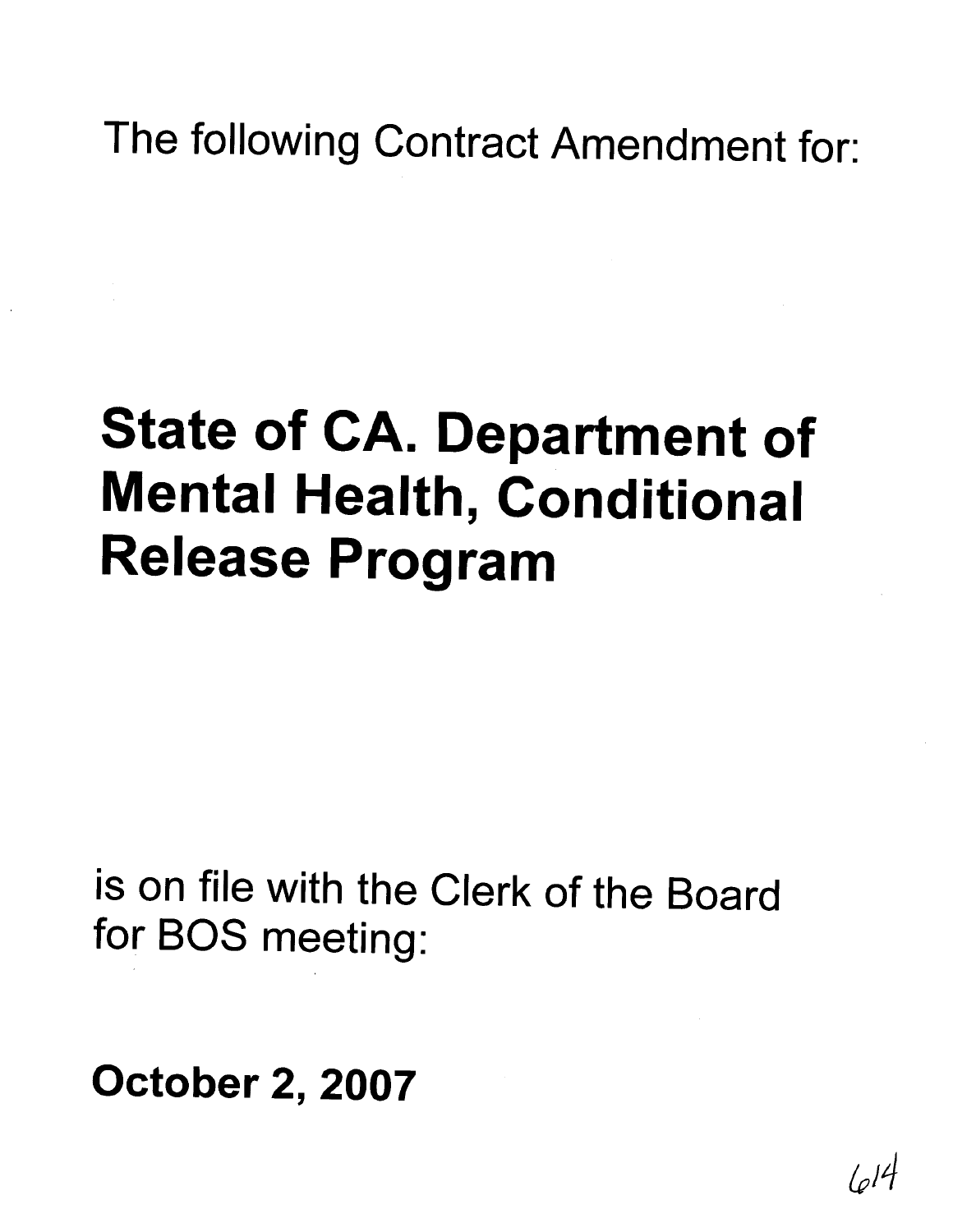The following Contract Amendment for:

# State of CA. Department of Mental Health, Conditional Release Program

is on file with the Clerk of the Board for BOS meeting:

**October 2, 2007**